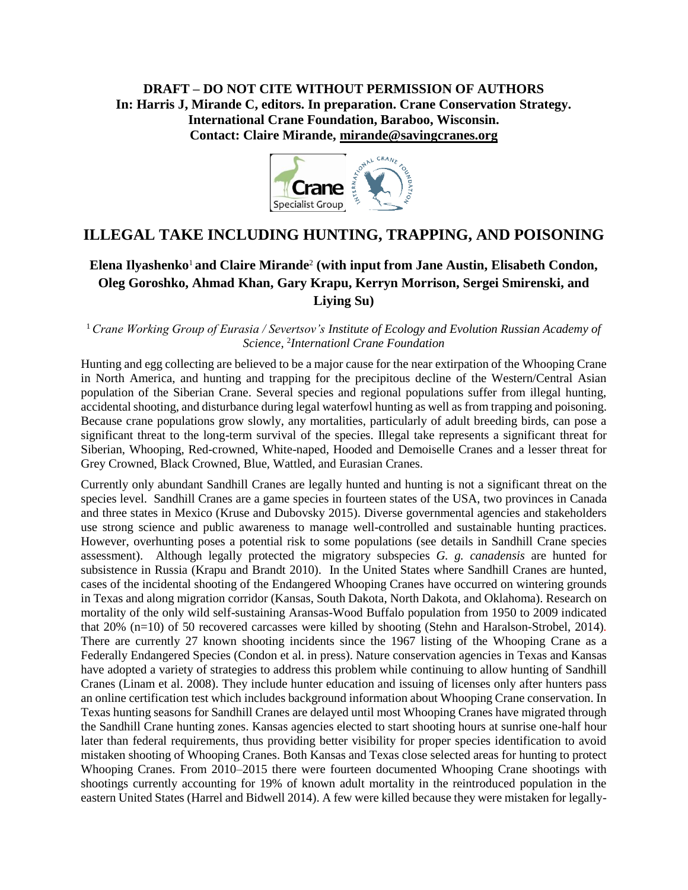**DRAFT – DO NOT CITE WITHOUT PERMISSION OF AUTHORS**
**In: Harris J, Mirande C, editors. In preparation. Crane Conservation Strategy. International Crane Foundation, Baraboo, Wisconsin.**
**Contact: Claire Mirande, mirande@savingcranes.org**

# ILLEGAL TAKE INCLUDING HUNTING, TRAPPING, AND POISONING

**Elena Ilyashenko[1] and Claire Mirande[2] (with input from Jane Austin, Elisabeth Condon, Oleg Goroshko, Ahmad Khan, Gary Krapu, Kerryn Morrison, Sergei Smirenski, and Liying Su)**

[1] *Crane Working Group of Eurasia / Severtsov's Institute of Ecology and Evolution Russian Academy of Science*, [2]*Internationl Crane Foundation*

Hunting and egg collecting are believed to be a major cause for the near extirpation of the Whooping Crane in North America, and hunting and trapping for the precipitous decline of the Western/Central Asian population of the Siberian Crane. Several species and regional populations suffer from illegal hunting, accidental shooting, and disturbance during legal waterfowl hunting as well as from trapping and poisoning. Because crane populations grow slowly, any mortalities, particularly of adult breeding birds, can pose a significant threat to the long-term survival of the species. Illegal take represents a significant threat for Siberian, Whooping, Red-crowned, White-naped, Hooded and Demoiselle Cranes and a lesser threat for Grey Crowned, Black Crowned, Blue, Wattled, and Eurasian Cranes.

Currently only abundant Sandhill Cranes are legally hunted and hunting is not a significant threat on the species level. Sandhill Cranes are a game species in fourteen states of the USA, two provinces in Canada and three states in Mexico (Kruse and Dubovsky 2015). Diverse governmental agencies and stakeholders use strong science and public awareness to manage well-controlled and sustainable hunting practices. However, overhunting poses a potential risk to some populations (see details in Sandhill Crane species assessment). Although legally protected the migratory subspecies *G. g. canadensis* are hunted for subsistence in Russia (Krapu and Brandt 2010). In the United States where Sandhill Cranes are hunted, cases of the incidental shooting of the Endangered Whooping Cranes have occurred on wintering grounds in Texas and along migration corridor (Kansas, South Dakota, North Dakota, and Oklahoma). Research on mortality of the only wild self-sustaining Aransas-Wood Buffalo population from 1950 to 2009 indicated that 20% (n=10) of 50 recovered carcasses were killed by shooting (Stehn and Haralson-Strobel, 2014). There are currently 27 known shooting incidents since the 1967 listing of the Whooping Crane as a Federally Endangered Species (Condon et al. in press). Nature conservation agencies in Texas and Kansas have adopted a variety of strategies to address this problem while continuing to allow hunting of Sandhill Cranes (Linam et al. 2008). They include hunter education and issuing of licenses only after hunters pass an online certification test which includes background information about Whooping Crane conservation. In Texas hunting seasons for Sandhill Cranes are delayed until most Whooping Cranes have migrated through the Sandhill Crane hunting zones. Kansas agencies elected to start shooting hours at sunrise one-half hour later than federal requirements, thus providing better visibility for proper species identification to avoid mistaken shooting of Whooping Cranes. Both Kansas and Texas close selected areas for hunting to protect Whooping Cranes. From 2010–2015 there were fourteen documented Whooping Crane shootings with shootings currently accounting for 19% of known adult mortality in the reintroduced population in the eastern United States (Harrel and Bidwell 2014). A few were killed because they were mistaken for legally-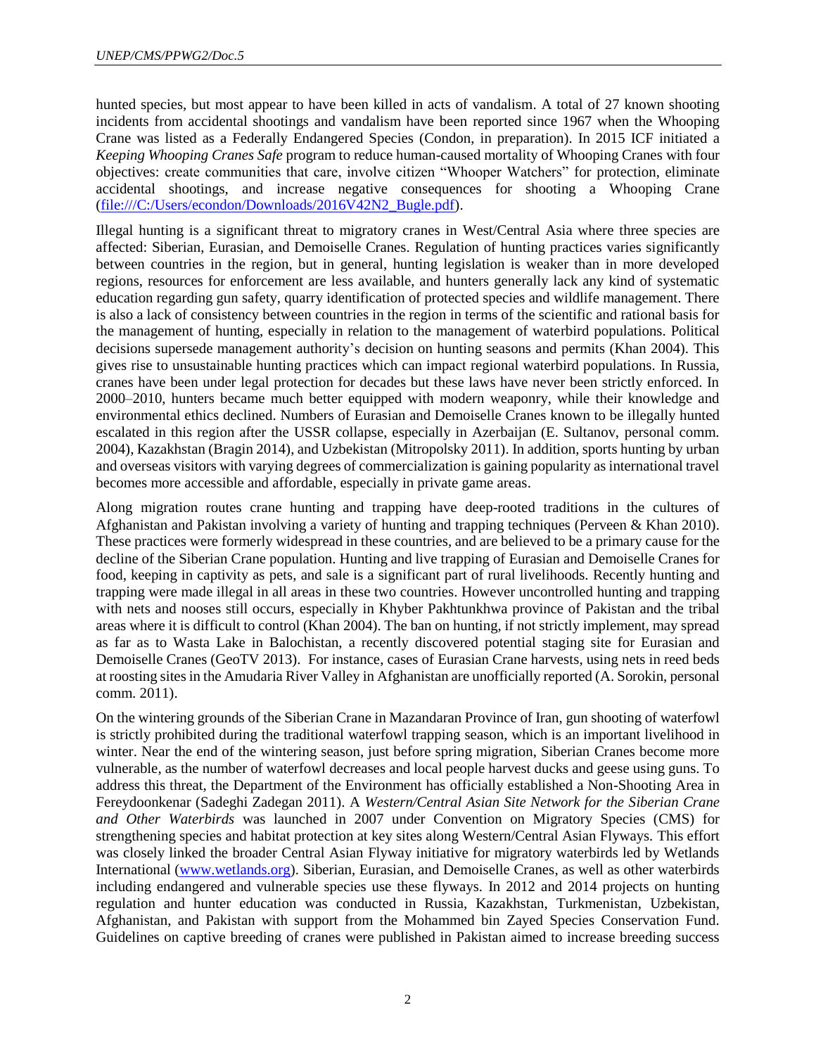hunted species, but most appear to have been killed in acts of vandalism. A total of 27 known shooting incidents from accidental shootings and vandalism have been reported since 1967 when the Whooping Crane was listed as a Federally Endangered Species (Condon, in preparation). In 2015 ICF initiated a *Keeping Whooping Cranes Safe* program to reduce human-caused mortality of Whooping Cranes with four objectives: create communities that care, involve citizen "Whooper Watchers" for protection, eliminate accidental shootings, and increase negative consequences for shooting a Whooping Crane (file:///C:/Users/econdon/Downloads/2016V42N2_Bugle.pdf).

Illegal hunting is a significant threat to migratory cranes in West/Central Asia where three species are affected: Siberian, Eurasian, and Demoiselle Cranes. Regulation of hunting practices varies significantly between countries in the region, but in general, hunting legislation is weaker than in more developed regions, resources for enforcement are less available, and hunters generally lack any kind of systematic education regarding gun safety, quarry identification of protected species and wildlife management. There is also a lack of consistency between countries in the region in terms of the scientific and rational basis for the management of hunting, especially in relation to the management of waterbird populations. Political decisions supersede management authority's decision on hunting seasons and permits (Khan 2004). This gives rise to unsustainable hunting practices which can impact regional waterbird populations. In Russia, cranes have been under legal protection for decades but these laws have never been strictly enforced. In 2000–2010, hunters became much better equipped with modern weaponry, while their knowledge and environmental ethics declined. Numbers of Eurasian and Demoiselle Cranes known to be illegally hunted escalated in this region after the USSR collapse, especially in Azerbaijan (E. Sultanov, personal comm. 2004), Kazakhstan (Bragin 2014), and Uzbekistan (Mitropolsky 2011). In addition, sports hunting by urban and overseas visitors with varying degrees of commercialization is gaining popularity as international travel becomes more accessible and affordable, especially in private game areas.

Along migration routes crane hunting and trapping have deep-rooted traditions in the cultures of Afghanistan and Pakistan involving a variety of hunting and trapping techniques (Perveen & Khan 2010). These practices were formerly widespread in these countries, and are believed to be a primary cause for the decline of the Siberian Crane population. Hunting and live trapping of Eurasian and Demoiselle Cranes for food, keeping in captivity as pets, and sale is a significant part of rural livelihoods. Recently hunting and trapping were made illegal in all areas in these two countries. However uncontrolled hunting and trapping with nets and nooses still occurs, especially in Khyber Pakhtunkhwa province of Pakistan and the tribal areas where it is difficult to control (Khan 2004). The ban on hunting, if not strictly implement, may spread as far as to Wasta Lake in Balochistan, a recently discovered potential staging site for Eurasian and Demoiselle Cranes (GeoTV 2013). For instance, cases of Eurasian Crane harvests, using nets in reed beds at roosting sites in the Amudaria River Valley in Afghanistan are unofficially reported (A. Sorokin, personal comm. 2011).

On the wintering grounds of the Siberian Crane in Mazandaran Province of Iran, gun shooting of waterfowl is strictly prohibited during the traditional waterfowl trapping season, which is an important livelihood in winter. Near the end of the wintering season, just before spring migration, Siberian Cranes become more vulnerable, as the number of waterfowl decreases and local people harvest ducks and geese using guns. To address this threat, the Department of the Environment has officially established a Non-Shooting Area in Fereydoonkenar (Sadeghi Zadegan 2011). A *Western/Central Asian Site Network for the Siberian Crane and Other Waterbirds* was launched in 2007 under Convention on Migratory Species (CMS) for strengthening species and habitat protection at key sites along Western/Central Asian Flyways. This effort was closely linked the broader Central Asian Flyway initiative for migratory waterbirds led by Wetlands International (www.wetlands.org). Siberian, Eurasian, and Demoiselle Cranes, as well as other waterbirds including endangered and vulnerable species use these flyways. In 2012 and 2014 projects on hunting regulation and hunter education was conducted in Russia, Kazakhstan, Turkmenistan, Uzbekistan, Afghanistan, and Pakistan with support from the Mohammed bin Zayed Species Conservation Fund. Guidelines on captive breeding of cranes were published in Pakistan aimed to increase breeding success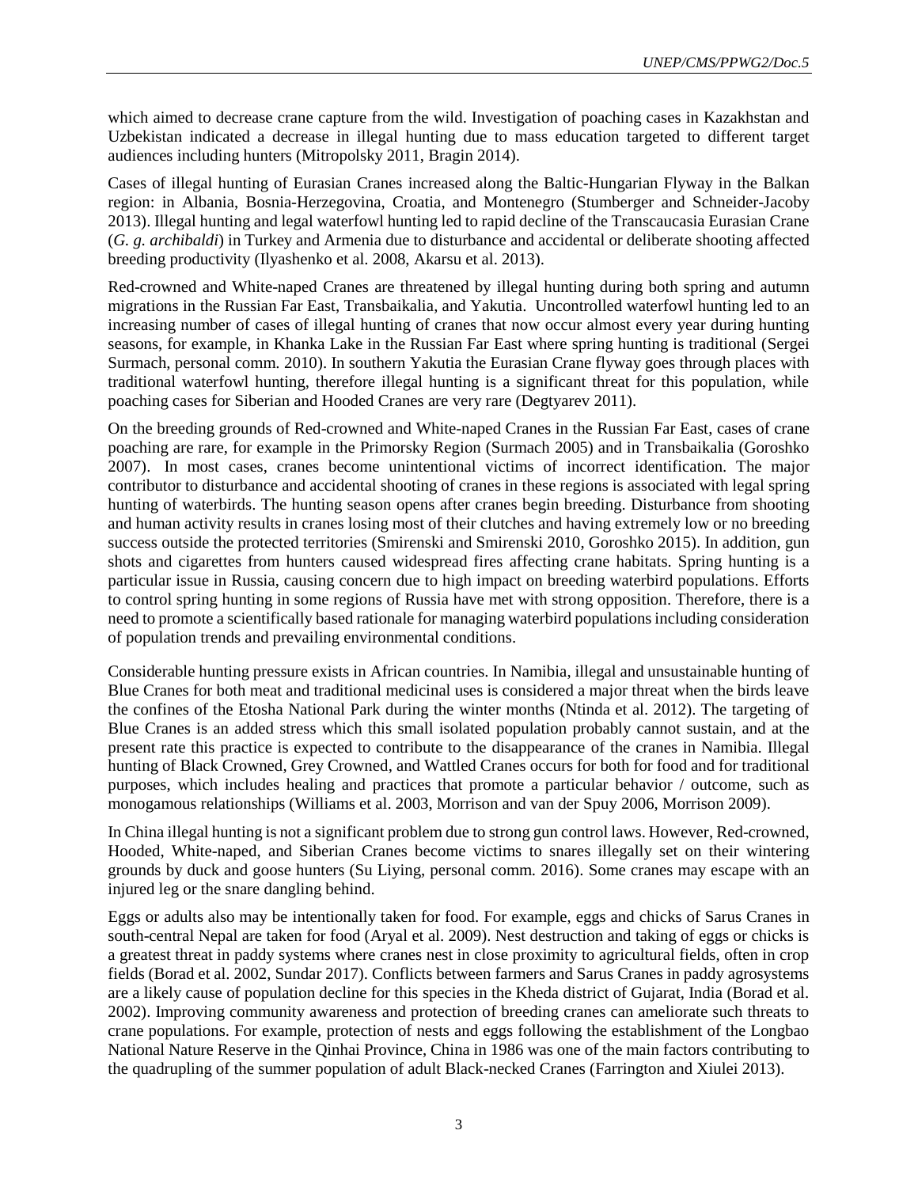which aimed to decrease crane capture from the wild. Investigation of poaching cases in Kazakhstan and Uzbekistan indicated a decrease in illegal hunting due to mass education targeted to different target audiences including hunters (Mitropolsky 2011, Bragin 2014).

Cases of illegal hunting of Eurasian Cranes increased along the Baltic-Hungarian Flyway in the Balkan region: in Albania, Bosnia-Herzegovina, Croatia, and Montenegro (Stumberger and Schneider-Jacoby 2013). Illegal hunting and legal waterfowl hunting led to rapid decline of the Transcaucasia Eurasian Crane (*G. g. archibaldi*) in Turkey and Armenia due to disturbance and accidental or deliberate shooting affected breeding productivity (Ilyashenko et al. 2008, Akarsu et al. 2013).

Red-crowned and White-naped Cranes are threatened by illegal hunting during both spring and autumn migrations in the Russian Far East, Transbaikalia, and Yakutia. Uncontrolled waterfowl hunting led to an increasing number of cases of illegal hunting of cranes that now occur almost every year during hunting seasons, for example, in Khanka Lake in the Russian Far East where spring hunting is traditional (Sergei Surmach, personal comm. 2010). In southern Yakutia the Eurasian Crane flyway goes through places with traditional waterfowl hunting, therefore illegal hunting is a significant threat for this population, while poaching cases for Siberian and Hooded Cranes are very rare (Degtyarev 2011).

On the breeding grounds of Red-crowned and White-naped Cranes in the Russian Far East, cases of crane poaching are rare, for example in the Primorsky Region (Surmach 2005) and in Transbaikalia (Goroshko 2007). In most cases, cranes become unintentional victims of incorrect identification. The major contributor to disturbance and accidental shooting of cranes in these regions is associated with legal spring hunting of waterbirds. The hunting season opens after cranes begin breeding. Disturbance from shooting and human activity results in cranes losing most of their clutches and having extremely low or no breeding success outside the protected territories (Smirenski and Smirenski 2010, Goroshko 2015). In addition, gun shots and cigarettes from hunters caused widespread fires affecting crane habitats. Spring hunting is a particular issue in Russia, causing concern due to high impact on breeding waterbird populations. Efforts to control spring hunting in some regions of Russia have met with strong opposition. Therefore, there is a need to promote a scientifically based rationale for managing waterbird populations including consideration of population trends and prevailing environmental conditions.

Considerable hunting pressure exists in African countries. In Namibia, illegal and unsustainable hunting of Blue Cranes for both meat and traditional medicinal uses is considered a major threat when the birds leave the confines of the Etosha National Park during the winter months (Ntinda et al. 2012). The targeting of Blue Cranes is an added stress which this small isolated population probably cannot sustain, and at the present rate this practice is expected to contribute to the disappearance of the cranes in Namibia. Illegal hunting of Black Crowned, Grey Crowned, and Wattled Cranes occurs for both for food and for traditional purposes, which includes healing and practices that promote a particular behavior / outcome, such as monogamous relationships (Williams et al. 2003, Morrison and van der Spuy 2006, Morrison 2009).

In China illegal hunting is not a significant problem due to strong gun control laws. However, Red-crowned, Hooded, White-naped, and Siberian Cranes become victims to snares illegally set on their wintering grounds by duck and goose hunters (Su Liying, personal comm. 2016). Some cranes may escape with an injured leg or the snare dangling behind.

Eggs or adults also may be intentionally taken for food. For example, eggs and chicks of Sarus Cranes in south-central Nepal are taken for food (Aryal et al. 2009). Nest destruction and taking of eggs or chicks is a greatest threat in paddy systems where cranes nest in close proximity to agricultural fields, often in crop fields (Borad et al. 2002, Sundar 2017). Conflicts between farmers and Sarus Cranes in paddy agrosystems are a likely cause of population decline for this species in the Kheda district of Gujarat, India (Borad et al. 2002). Improving community awareness and protection of breeding cranes can ameliorate such threats to crane populations. For example, protection of nests and eggs following the establishment of the Longbao National Nature Reserve in the Qinhai Province, China in 1986 was one of the main factors contributing to the quadrupling of the summer population of adult Black-necked Cranes (Farrington and Xiulei 2013).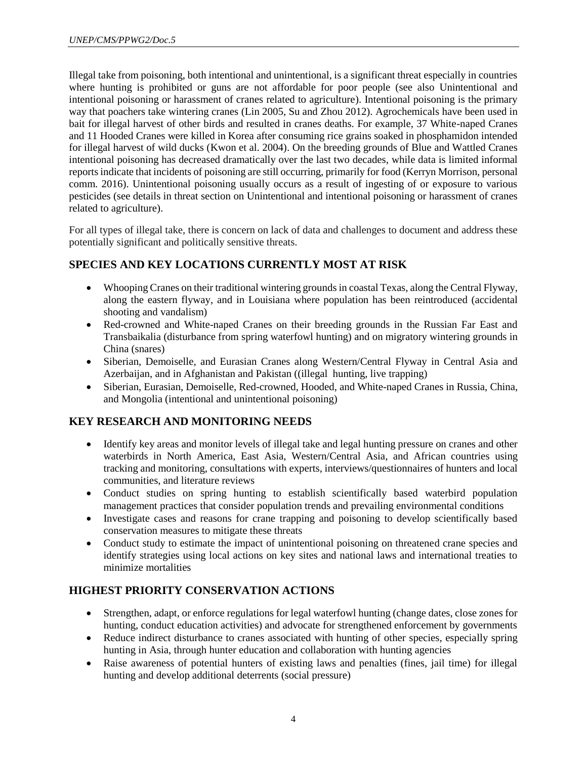Illegal take from poisoning, both intentional and unintentional, is a significant threat especially in countries where hunting is prohibited or guns are not affordable for poor people (see also Unintentional and intentional poisoning or harassment of cranes related to agriculture). Intentional poisoning is the primary way that poachers take wintering cranes (Lin 2005, Su and Zhou 2012). Agrochemicals have been used in bait for illegal harvest of other birds and resulted in cranes deaths. For example, 37 White-naped Cranes and 11 Hooded Cranes were killed in Korea after consuming rice grains soaked in phosphamidon intended for illegal harvest of wild ducks (Kwon et al. 2004). On the breeding grounds of Blue and Wattled Cranes intentional poisoning has decreased dramatically over the last two decades, while data is limited informal reports indicate that incidents of poisoning are still occurring, primarily for food (Kerryn Morrison, personal comm. 2016). Unintentional poisoning usually occurs as a result of ingesting of or exposure to various pesticides (see details in threat section on Unintentional and intentional poisoning or harassment of cranes related to agriculture).

For all types of illegal take, there is concern on lack of data and challenges to document and address these potentially significant and politically sensitive threats.

## SPECIES AND KEY LOCATIONS CURRENTLY MOST AT RISK

- Whooping Cranes on their traditional wintering grounds in coastal Texas, along the Central Flyway, along the eastern flyway, and in Louisiana where population has been reintroduced (accidental shooting and vandalism)
- Red-crowned and White-naped Cranes on their breeding grounds in the Russian Far East and Transbaikalia (disturbance from spring waterfowl hunting) and on migratory wintering grounds in China (snares)
- Siberian, Demoiselle, and Eurasian Cranes along Western/Central Flyway in Central Asia and Azerbaijan, and in Afghanistan and Pakistan ((illegal hunting, live trapping)
- Siberian, Eurasian, Demoiselle, Red-crowned, Hooded, and White-naped Cranes in Russia, China, and Mongolia (intentional and unintentional poisoning)

## KEY RESEARCH AND MONITORING NEEDS

- Identify key areas and monitor levels of illegal take and legal hunting pressure on cranes and other waterbirds in North America, East Asia, Western/Central Asia, and African countries using tracking and monitoring, consultations with experts, interviews/questionnaires of hunters and local communities, and literature reviews
- Conduct studies on spring hunting to establish scientifically based waterbird population management practices that consider population trends and prevailing environmental conditions
- Investigate cases and reasons for crane trapping and poisoning to develop scientifically based conservation measures to mitigate these threats
- Conduct study to estimate the impact of unintentional poisoning on threatened crane species and identify strategies using local actions on key sites and national laws and international treaties to minimize mortalities

## HIGHEST PRIORITY CONSERVATION ACTIONS

- Strengthen, adapt, or enforce regulations for legal waterfowl hunting (change dates, close zones for hunting, conduct education activities) and advocate for strengthened enforcement by governments
- Reduce indirect disturbance to cranes associated with hunting of other species, especially spring hunting in Asia, through hunter education and collaboration with hunting agencies
- Raise awareness of potential hunters of existing laws and penalties (fines, jail time) for illegal hunting and develop additional deterrents (social pressure)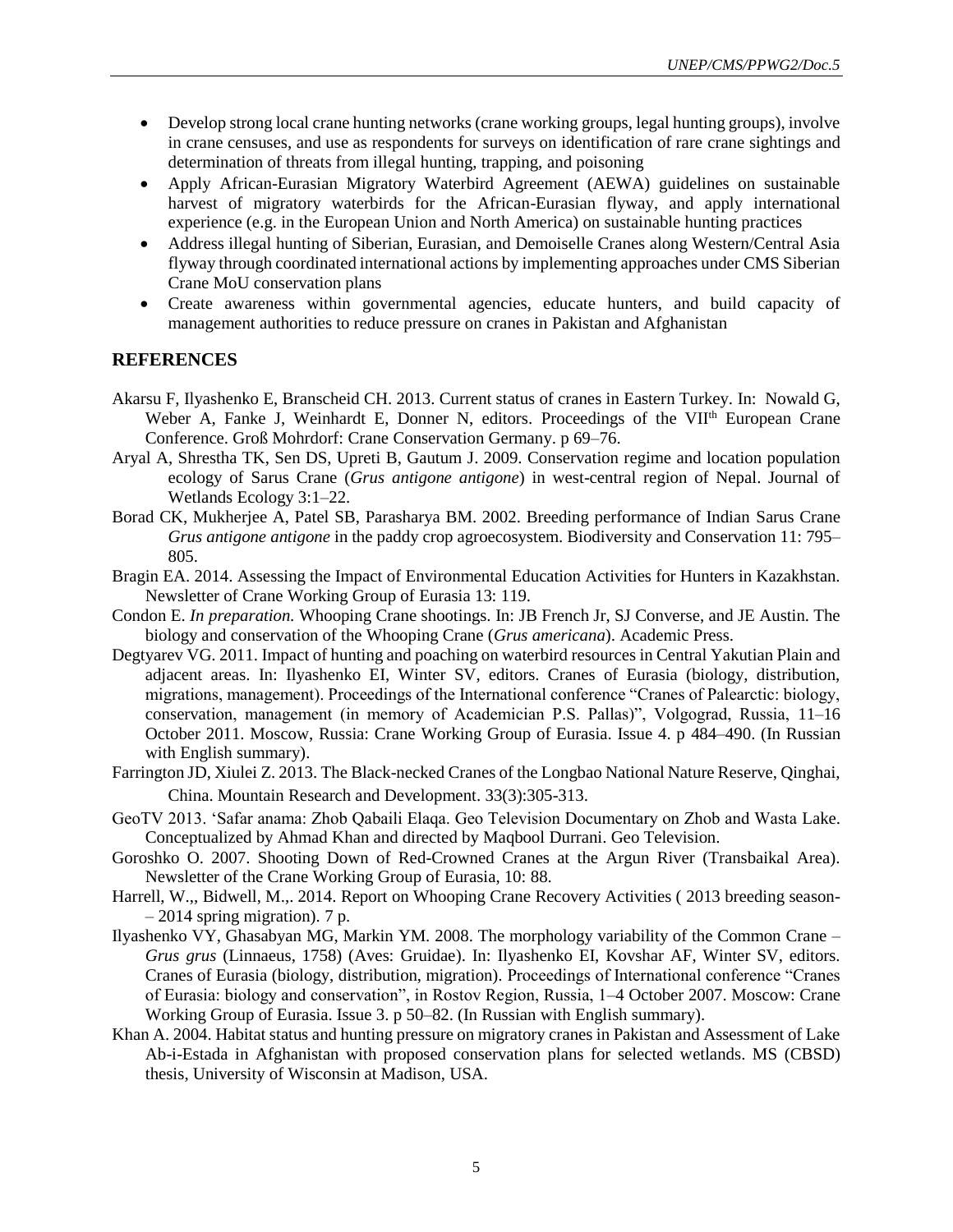- Develop strong local crane hunting networks (crane working groups, legal hunting groups), involve in crane censuses, and use as respondents for surveys on identification of rare crane sightings and determination of threats from illegal hunting, trapping, and poisoning
- Apply African-Eurasian Migratory Waterbird Agreement (AEWA) guidelines on sustainable harvest of migratory waterbirds for the African-Eurasian flyway, and apply international experience (e.g. in the European Union and North America) on sustainable hunting practices
- Address illegal hunting of Siberian, Eurasian, and Demoiselle Cranes along Western/Central Asia flyway through coordinated international actions by implementing approaches under CMS Siberian Crane MoU conservation plans
- Create awareness within governmental agencies, educate hunters, and build capacity of management authorities to reduce pressure on cranes in Pakistan and Afghanistan

## REFERENCES

Akarsu F, Ilyashenko E, Branscheid CH. 2013. Current status of cranes in Eastern Turkey. In: Nowald G, Weber A, Fanke J, Weinhardt E, Donner N, editors. Proceedings of the VII[th] European Crane Conference. Groß Mohrdorf: Crane Conservation Germany. p 69–76.

Aryal A, Shrestha TK, Sen DS, Upreti B, Gautum J. 2009. Conservation regime and location population ecology of Sarus Crane (*Grus antigone antigone*) in west-central region of Nepal. Journal of Wetlands Ecology 3:1–22.

Borad CK, Mukherjee A, Patel SB, Parasharya BM. 2002. Breeding performance of Indian Sarus Crane *Grus antigone antigone* in the paddy crop agroecosystem. Biodiversity and Conservation 11: 795–805.

Bragin EA. 2014. Assessing the Impact of Environmental Education Activities for Hunters in Kazakhstan. Newsletter of Crane Working Group of Eurasia 13: 119.

Condon E. *In preparation.* Whooping Crane shootings. In: JB French Jr, SJ Converse, and JE Austin. The biology and conservation of the Whooping Crane (*Grus americana*). Academic Press.

Degtyarev VG. 2011. Impact of hunting and poaching on waterbird resources in Central Yakutian Plain and adjacent areas. In: Ilyashenko EI, Winter SV, editors. Cranes of Eurasia (biology, distribution, migrations, management). Proceedings of the International conference "Cranes of Palearctic: biology, conservation, management (in memory of Academician P.S. Pallas)", Volgograd, Russia, 11–16 October 2011. Moscow, Russia: Crane Working Group of Eurasia. Issue 4. p 484–490. (In Russian with English summary).

Farrington JD, Xiulei Z. 2013. The Black-necked Cranes of the Longbao National Nature Reserve, Qinghai, China. Mountain Research and Development. 33(3):305-313.

GeoTV 2013. 'Safar anama: Zhob Qabaili Elaqa. Geo Television Documentary on Zhob and Wasta Lake. Conceptualized by Ahmad Khan and directed by Maqbool Durrani. Geo Television.

Goroshko O. 2007. Shooting Down of Red-Crowned Cranes at the Argun River (Transbaikal Area). Newsletter of the Crane Working Group of Eurasia, 10: 88.

Harrell, W.,, Bidwell, M.,. 2014. Report on Whooping Crane Recovery Activities ( 2013 breeding season- – 2014 spring migration). 7 p.

Ilyashenko VY, Ghasabyan MG, Markin YM. 2008. The morphology variability of the Common Crane – *Grus grus* (Linnaeus, 1758) (Aves: Gruidae). In: Ilyashenko EI, Kovshar AF, Winter SV, editors. Cranes of Eurasia (biology, distribution, migration). Proceedings of International conference "Cranes of Eurasia: biology and conservation", in Rostov Region, Russia, 1–4 October 2007. Moscow: Crane Working Group of Eurasia. Issue 3. p 50–82. (In Russian with English summary).

Khan A. 2004. Habitat status and hunting pressure on migratory cranes in Pakistan and Assessment of Lake Ab-i-Estada in Afghanistan with proposed conservation plans for selected wetlands. MS (CBSD) thesis, University of Wisconsin at Madison, USA.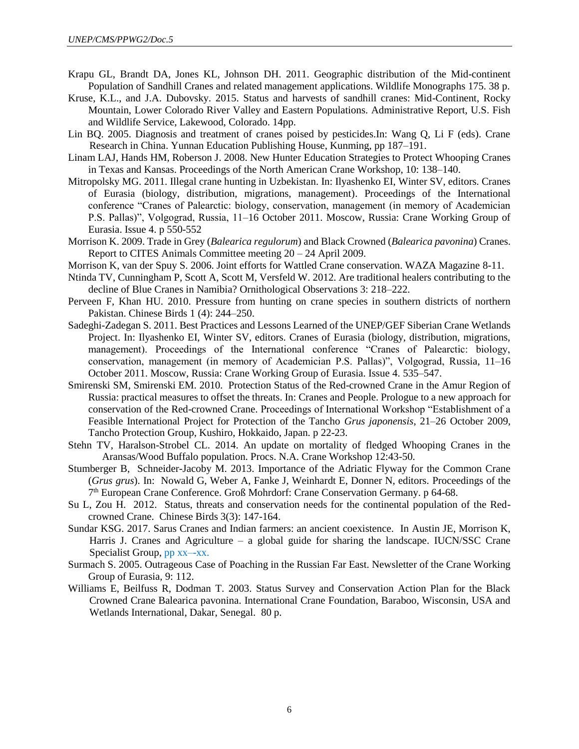Krapu GL, Brandt DA, Jones KL, Johnson DH. 2011. Geographic distribution of the Mid-continent Population of Sandhill Cranes and related management applications. Wildlife Monographs 175. 38 p.

Kruse, K.L., and J.A. Dubovsky. 2015. Status and harvests of sandhill cranes: Mid-Continent, Rocky Mountain, Lower Colorado River Valley and Eastern Populations. Administrative Report, U.S. Fish and Wildlife Service, Lakewood, Colorado. 14pp.

Lin BQ. 2005. Diagnosis and treatment of cranes poised by pesticides.In: Wang Q, Li F (eds). Crane Research in China. Yunnan Education Publishing House, Kunming, pp 187–191.

Linam LAJ, Hands HM, Roberson J. 2008. New Hunter Education Strategies to Protect Whooping Cranes in Texas and Kansas. Proceedings of the North American Crane Workshop, 10: 138–140.

Mitropolsky MG. 2011. Illegal crane hunting in Uzbekistan. In: Ilyashenko EI, Winter SV, editors. Cranes of Eurasia (biology, distribution, migrations, management). Proceedings of the International conference "Cranes of Palearctic: biology, conservation, management (in memory of Academician P.S. Pallas)", Volgograd, Russia, 11–16 October 2011. Moscow, Russia: Crane Working Group of Eurasia. Issue 4. p 550-552

Morrison K. 2009. Trade in Grey (*Balearica regulorum*) and Black Crowned (*Balearica pavonina*) Cranes. Report to CITES Animals Committee meeting 20 – 24 April 2009.

Morrison K, van der Spuy S. 2006. Joint efforts for Wattled Crane conservation. WAZA Magazine 8-11.

Ntinda TV, Cunningham P, Scott A, Scott M, Versfeld W. 2012. Are traditional healers contributing to the decline of Blue Cranes in Namibia? Ornithological Observations 3: 218–222.

Perveen F, Khan HU. 2010. Pressure from hunting on crane species in southern districts of northern Pakistan. Chinese Birds 1 (4): 244–250.

Sadeghi-Zadegan S. 2011. Best Practices and Lessons Learned of the UNEP/GEF Siberian Crane Wetlands Project. In: Ilyashenko EI, Winter SV, editors. Cranes of Eurasia (biology, distribution, migrations, management). Proceedings of the International conference "Cranes of Palearctic: biology, conservation, management (in memory of Academician P.S. Pallas)", Volgograd, Russia, 11–16 October 2011. Moscow, Russia: Crane Working Group of Eurasia. Issue 4. 535–547.

Smirenski SM, Smirenski EM. 2010. Protection Status of the Red-crowned Crane in the Amur Region of Russia: practical measures to offset the threats. In: Cranes and People. Prologue to a new approach for conservation of the Red-crowned Crane. Proceedings of International Workshop "Establishment of a Feasible International Project for Protection of the Tancho *Grus japonensis*, 21–26 October 2009, Tancho Protection Group, Kushiro, Hokkaido, Japan. p 22-23.

Stehn TV, Haralson-Strobel CL. 2014. An update on mortality of fledged Whooping Cranes in the Aransas/Wood Buffalo population. Procs. N.A. Crane Workshop 12:43-50.

Stumberger B, Schneider-Jacoby M. 2013. Importance of the Adriatic Flyway for the Common Crane (*Grus grus*). In: Nowald G, Weber A, Fanke J, Weinhardt E, Donner N, editors. Proceedings of the 7th European Crane Conference. Groß Mohrdorf: Crane Conservation Germany. p 64-68.

Su L, Zou H. 2012. Status, threats and conservation needs for the continental population of the Red-crowned Crane. Chinese Birds 3(3): 147-164.

Sundar KSG. 2017. Sarus Cranes and Indian farmers: an ancient coexistence. In Austin JE, Morrison K, Harris J. Cranes and Agriculture – a global guide for sharing the landscape. IUCN/SSC Crane Specialist Group, pp xx–-xx.

Surmach S. 2005. Outrageous Case of Poaching in the Russian Far East. Newsletter of the Crane Working Group of Eurasia, 9: 112.

Williams E, Beilfuss R, Dodman T. 2003. Status Survey and Conservation Action Plan for the Black Crowned Crane Balearica pavonina. International Crane Foundation, Baraboo, Wisconsin, USA and Wetlands International, Dakar, Senegal. 80 p.